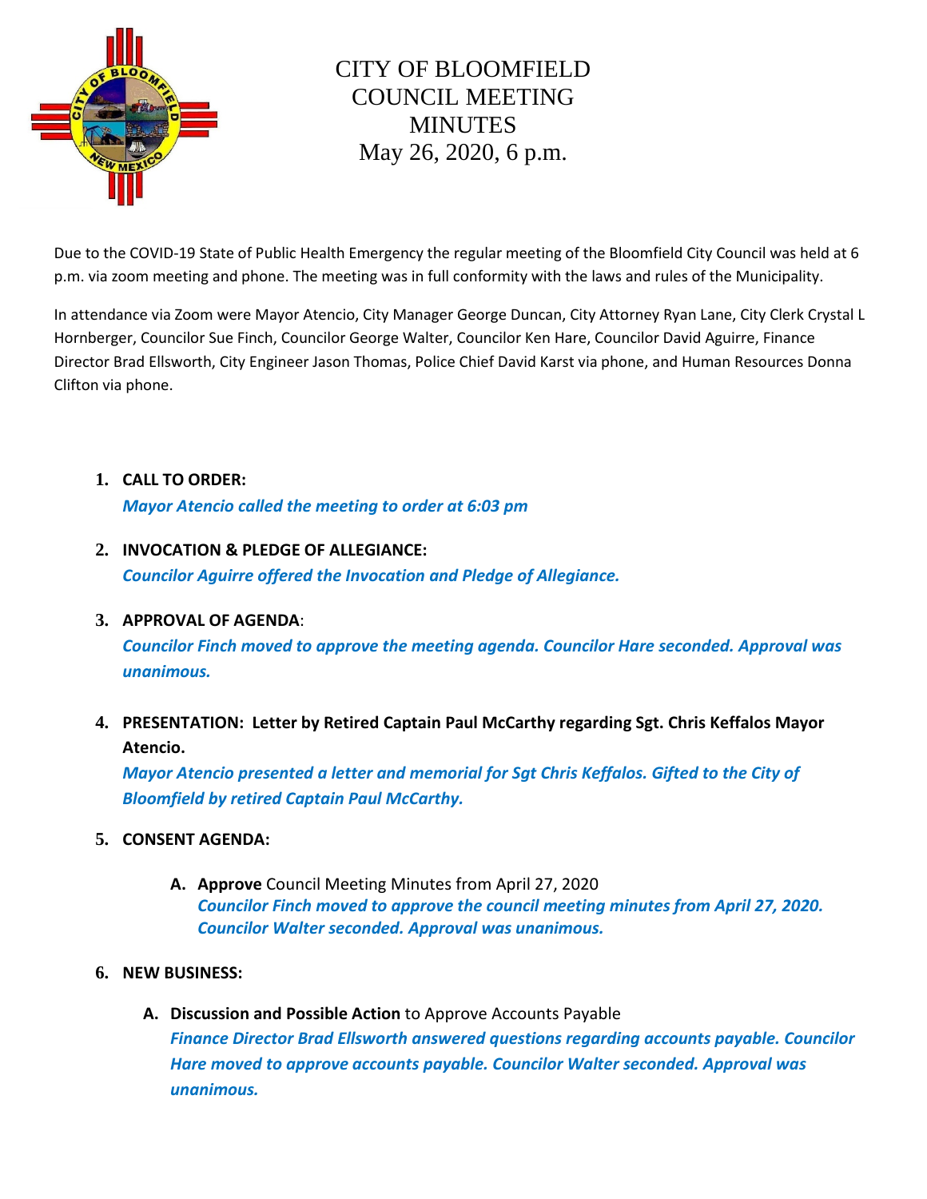# CITY OF BLOOMFIELD COUNCIL MEETING MINUTES

## May 26, 2020, 6 p.m.

Due to the COVID-19 State of Public Health Emergency the regular meeting of the Bloomfield City Council was held at 6 p.m. via zoom meeting and phone. The meeting was in full conformity with the laws and rules of the Municipality.

In attendance via Zoom were Mayor Atencio, City Manager George Duncan, City Attorney Ryan Lane, City Clerk Crystal L Hornberger, Councilor Sue Finch, Councilor George Walter, Councilor Ken Hare, Councilor David Aguirre, Finance Director Brad Ellsworth, City Engineer Jason Thomas, Police Chief David Karst via phone, and Human Resources Donna Clifton via phone.

1. **CALL TO ORDER:**
   ***Mayor Atencio called the meeting to order at 6:03 pm***

2. **INVOCATION & PLEDGE OF ALLEGIANCE:**
   ***Councilor Aguirre offered the Invocation and Pledge of Allegiance.***

3. **APPROVAL OF AGENDA**:
   ***Councilor Finch moved to approve the meeting agenda. Councilor Hare seconded. Approval was unanimous.***

4. **PRESENTATION: Letter by Retired Captain Paul McCarthy regarding Sgt. Chris Keffalos Mayor Atencio.**
   ***Mayor Atencio presented a letter and memorial for Sgt Chris Keffalos. Gifted to the City of Bloomfield by retired Captain Paul McCarthy.***

5. **CONSENT AGENDA:**

   A. **Approve** Council Meeting Minutes from April 27, 2020
      ***Councilor Finch moved to approve the council meeting minutes from April 27, 2020. Councilor Walter seconded. Approval was unanimous.***

6. **NEW BUSINESS:**

   A. **Discussion and Possible Action** to Approve Accounts Payable
      ***Finance Director Brad Ellsworth answered questions regarding accounts payable. Councilor Hare moved to approve accounts payable. Councilor Walter seconded. Approval was unanimous.***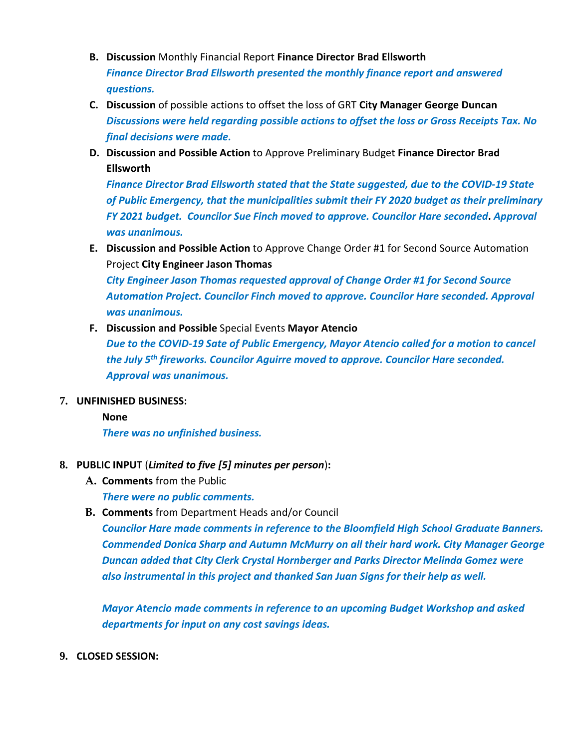B. **Discussion** Monthly Financial Report **Finance Director Brad Ellsworth**
   ***Finance Director Brad Ellsworth presented the monthly finance report and answered questions.***

C. **Discussion** of possible actions to offset the loss of GRT **City Manager George Duncan**
   ***Discussions were held regarding possible actions to offset the loss or Gross Receipts Tax. No final decisions were made.***

D. **Discussion and Possible Action** to Approve Preliminary Budget **Finance Director Brad Ellsworth**
   ***Finance Director Brad Ellsworth stated that the State suggested, due to the COVID-19 State of Public Emergency, that the municipalities submit their FY 2020 budget as their preliminary FY 2021 budget. Councilor Sue Finch moved to approve. Councilor Hare seconded. Approval was unanimous.***

E. **Discussion and Possible Action** to Approve Change Order #1 for Second Source Automation Project **City Engineer Jason Thomas**
   ***City Engineer Jason Thomas requested approval of Change Order #1 for Second Source Automation Project. Councilor Finch moved to approve. Councilor Hare seconded. Approval was unanimous.***

F. **Discussion and Possible** Special Events **Mayor Atencio**
   ***Due to the COVID-19 Sate of Public Emergency, Mayor Atencio called for a motion to cancel the July 5th fireworks. Councilor Aguirre moved to approve. Councilor Hare seconded. Approval was unanimous.***

**7. UNFINISHED BUSINESS:**

**None**

***There was no unfinished business.***

**8. PUBLIC INPUT** (***Limited to five [5] minutes per person***)**:**

A. **Comments** from the Public
   ***There were no public comments.***

B. **Comments** from Department Heads and/or Council
   ***Councilor Hare made comments in reference to the Bloomfield High School Graduate Banners. Commended Donica Sharp and Autumn McMurry on all their hard work. City Manager George Duncan added that City Clerk Crystal Hornberger and Parks Director Melinda Gomez were also instrumental in this project and thanked San Juan Signs for their help as well.***

   ***Mayor Atencio made comments in reference to an upcoming Budget Workshop and asked departments for input on any cost savings ideas.***

**9. CLOSED SESSION:**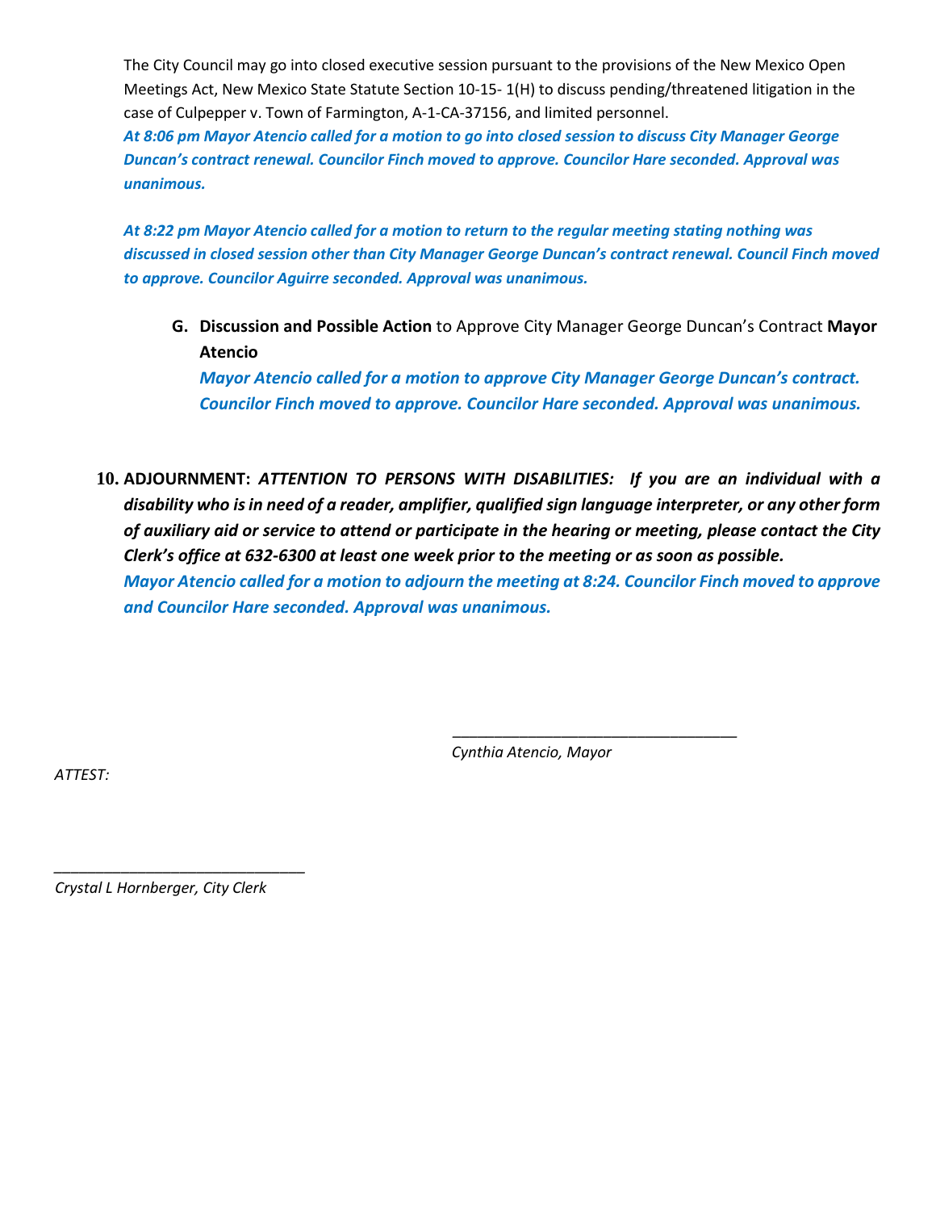The City Council may go into closed executive session pursuant to the provisions of the New Mexico Open Meetings Act, New Mexico State Statute Section 10-15- 1(H) to discuss pending/threatened litigation in the case of Culpepper v. Town of Farmington, A-1-CA-37156, and limited personnel.

***At 8:06 pm Mayor Atencio called for a motion to go into closed session to discuss City Manager George Duncan's contract renewal. Councilor Finch moved to approve. Councilor Hare seconded. Approval was unanimous.***

***At 8:22 pm Mayor Atencio called for a motion to return to the regular meeting stating nothing was discussed in closed session other than City Manager George Duncan's contract renewal. Council Finch moved to approve. Councilor Aguirre seconded. Approval was unanimous.***

**G. Discussion and Possible Action** to Approve City Manager George Duncan's Contract **Mayor Atencio**

***Mayor Atencio called for a motion to approve City Manager George Duncan's contract. Councilor Finch moved to approve. Councilor Hare seconded. Approval was unanimous.***

**10. ADJOURNMENT:** ***ATTENTION TO PERSONS WITH DISABILITIES: If you are an individual with a disability who is in need of a reader, amplifier, qualified sign language interpreter, or any other form of auxiliary aid or service to attend or participate in the hearing or meeting, please contact the City Clerk's office at 632-6300 at least one week prior to the meeting or as soon as possible.***

***Mayor Atencio called for a motion to adjourn the meeting at 8:24. Councilor Finch moved to approve and Councilor Hare seconded. Approval was unanimous.***

___________________________________

*Cynthia Atencio, Mayor*

*ATTEST:*

______________________________

*Crystal L Hornberger, City Clerk*